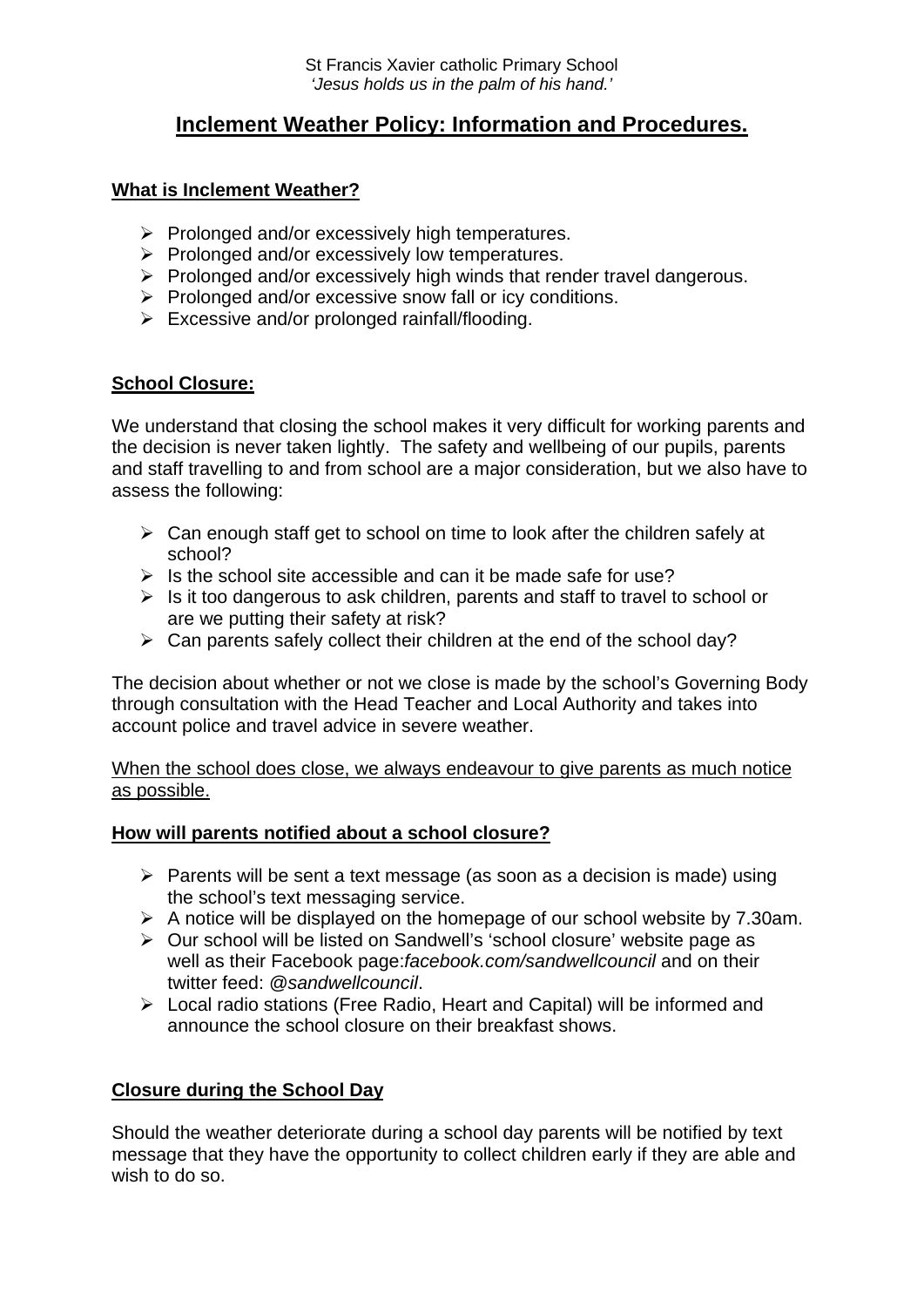St Francis Xavier catholic Primary School
*'Jesus holds us in the palm of his hand.'*

# Inclement Weather Policy: Information and Procedures.

## What is Inclement Weather?

- Prolonged and/or excessively high temperatures.
- Prolonged and/or excessively low temperatures.
- Prolonged and/or excessively high winds that render travel dangerous.
- Prolonged and/or excessive snow fall or icy conditions.
- Excessive and/or prolonged rainfall/flooding.

## School Closure:

We understand that closing the school makes it very difficult for working parents and the decision is never taken lightly. The safety and wellbeing of our pupils, parents and staff travelling to and from school are a major consideration, but we also have to assess the following:

- Can enough staff get to school on time to look after the children safely at school?
- Is the school site accessible and can it be made safe for use?
- Is it too dangerous to ask children, parents and staff to travel to school or are we putting their safety at risk?
- Can parents safely collect their children at the end of the school day?

The decision about whether or not we close is made by the school's Governing Body through consultation with the Head Teacher and Local Authority and takes into account police and travel advice in severe weather.

When the school does close, we always endeavour to give parents as much notice as possible.

## How will parents notified about a school closure?

- Parents will be sent a text message (as soon as a decision is made) using the school's text messaging service.
- A notice will be displayed on the homepage of our school website by 7.30am.
- Our school will be listed on Sandwell's 'school closure' website page as well as their Facebook page:*facebook.com/sandwellcouncil* and on their twitter feed: *@sandwellcouncil*.
- Local radio stations (Free Radio, Heart and Capital) will be informed and announce the school closure on their breakfast shows.

## Closure during the School Day

Should the weather deteriorate during a school day parents will be notified by text message that they have the opportunity to collect children early if they are able and wish to do so.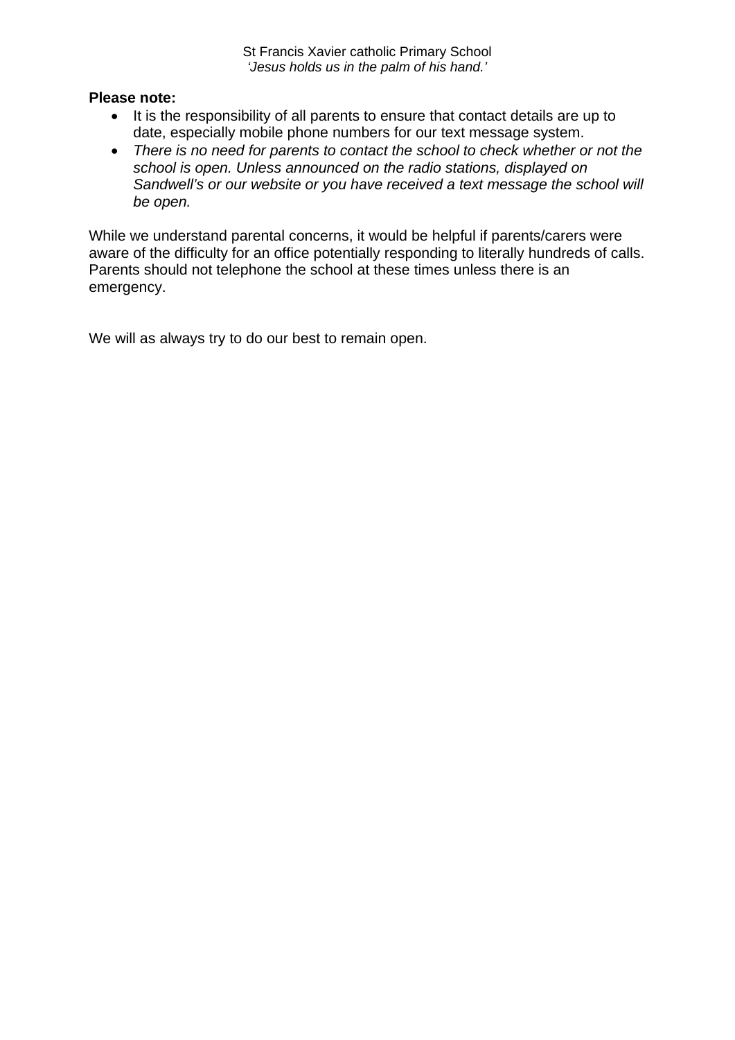**Please note:**

- It is the responsibility of all parents to ensure that contact details are up to date, especially mobile phone numbers for our text message system.
- *There is no need for parents to contact the school to check whether or not the school is open. Unless announced on the radio stations, displayed on Sandwell's or our website or you have received a text message the school will be open.*

While we understand parental concerns, it would be helpful if parents/carers were aware of the difficulty for an office potentially responding to literally hundreds of calls. Parents should not telephone the school at these times unless there is an emergency.

We will as always try to do our best to remain open.